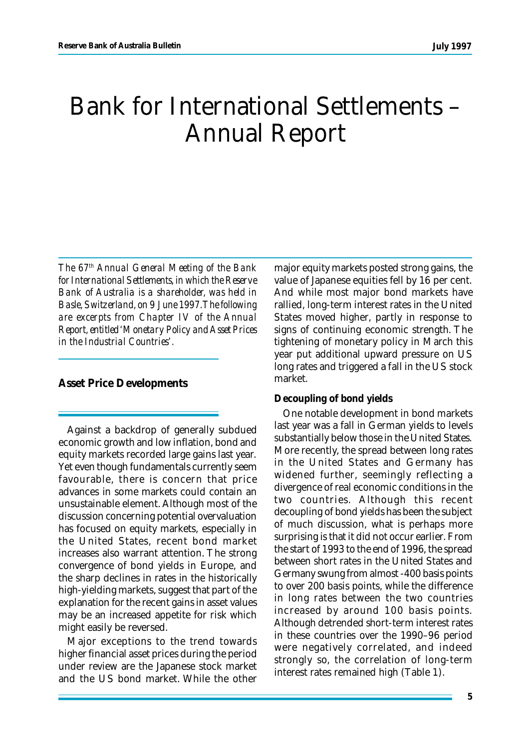# Bank for International Settlements – Annual Report

*The 67th Annual General Meeting of the Bank for International Settlements, in which the Reserve Bank of Australia is a shareholder, was held in Basle, Switzerland, on 9 June 1997. The following are excerpts from Chapter IV of the Annual Report, entitled 'Monetary Policy and Asset Prices in the Industrial Countries'.*

## Asset Price Developments

Against a backdrop of generally subdued economic growth and low inflation, bond and equity markets recorded large gains last year. Yet even though fundamentals currently seem favourable, there is concern that price advances in some markets could contain an unsustainable element. Although most of the discussion concerning potential overvaluation has focused on equity markets, especially in the United States, recent bond market increases also warrant attention. The strong convergence of bond yields in Europe, and the sharp declines in rates in the historically high-yielding markets, suggest that part of the explanation for the recent gains in asset values may be an increased appetite for risk which might easily be reversed.

Major exceptions to the trend towards higher financial asset prices during the period under review are the Japanese stock market and the US bond market. While the other major equity markets posted strong gains, the value of Japanese equities fell by 16 per cent. And while most major bond markets have rallied, long-term interest rates in the United States moved higher, partly in response to signs of continuing economic strength. The tightening of monetary policy in March this year put additional upward pressure on US long rates and triggered a fall in the US stock market.

### Decoupling of bond yields

One notable development in bond markets last year was a fall in German yields to levels substantially below those in the United States. More recently, the spread between long rates in the United States and Germany has widened further, seemingly reflecting a divergence of real economic conditions in the two countries. Although this recent decoupling of bond yields has been the subject of much discussion, what is perhaps more surprising is that it did not occur earlier. From the start of 1993 to the end of 1996, the spread between short rates in the United States and Germany swung from almost -400 basis points to over 200 basis points, while the difference in long rates between the two countries increased by around 100 basis points. Although detrended short-term interest rates in these countries over the 1990–96 period were negatively correlated, and indeed strongly so, the correlation of long-term interest rates remained high (Table 1).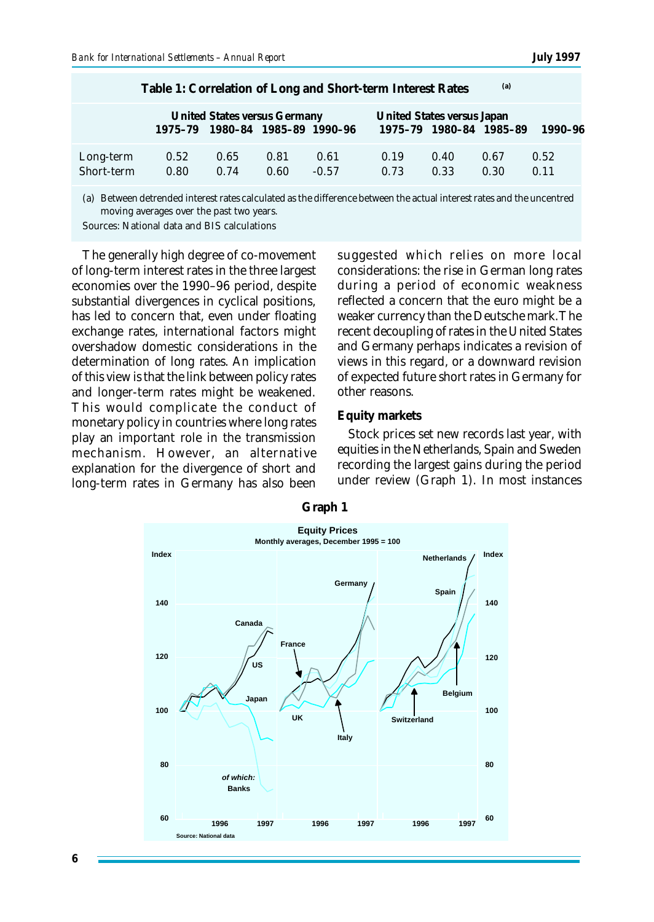**Table 1: Correlation of Long and Short-term Interest Rates** [(a)]

| | United States versus Germany | | | | United States versus Japan | | | |
|---|---|---|---|---|---|---|---|---|
| | 1975–79 | 1980–84 | 1985–89 | 1990–96 | 1975–79 | 1980–84 | 1985–89 | 1990–96 |
| Long-term | 0.52 | 0.65 | 0.81 | 0.61 | 0.19 | 0.40 | 0.67 | 0.52 |
| Short-term | 0.80 | 0.74 | 0.60 | -0.57 | 0.73 | 0.33 | 0.30 | 0.11 |

(a) Between detrended interest rates calculated as the difference between the actual interest rates and the uncentred moving averages over the past two years.

Sources: National data and BIS calculations

The generally high degree of co-movement of long-term interest rates in the three largest economies over the 1990–96 period, despite substantial divergences in cyclical positions, has led to concern that, even under floating exchange rates, international factors might overshadow domestic considerations in the determination of long rates. An implication of this view is that the link between policy rates and longer-term rates might be weakened. This would complicate the conduct of monetary policy in countries where long rates play an important role in the transmission mechanism. However, an alternative explanation for the divergence of short and long-term rates in Germany has also been suggested which relies on more local considerations: the rise in German long rates during a period of economic weakness reflected a concern that the euro might be a weaker currency than the Deutsche mark. The recent decoupling of rates in the United States and Germany perhaps indicates a revision of views in this regard, or a downward revision of expected future short rates in Germany for other reasons.

### Equity markets

Stock prices set new records last year, with equities in the Netherlands, Spain and Sweden recording the largest gains during the period under review (Graph 1). In most instances

**Graph 1**

**Equity Prices**
Monthly averages, December 1995 = 100

Source: National data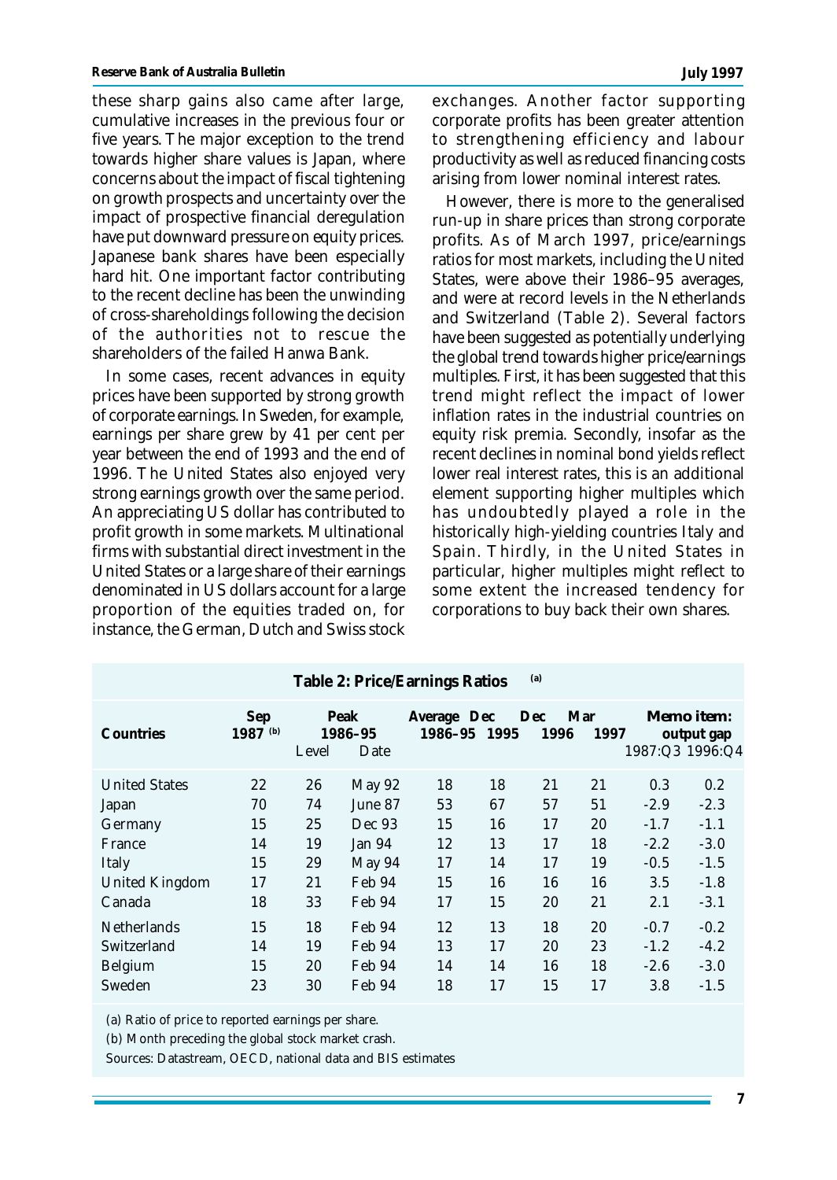these sharp gains also came after large, cumulative increases in the previous four or five years. The major exception to the trend towards higher share values is Japan, where concerns about the impact of fiscal tightening on growth prospects and uncertainty over the impact of prospective financial deregulation have put downward pressure on equity prices. Japanese bank shares have been especially hard hit. One important factor contributing to the recent decline has been the unwinding of cross-shareholdings following the decision of the authorities not to rescue the shareholders of the failed Hanwa Bank.

In some cases, recent advances in equity prices have been supported by strong growth of corporate earnings. In Sweden, for example, earnings per share grew by 41 per cent per year between the end of 1993 and the end of 1996. The United States also enjoyed very strong earnings growth over the same period. An appreciating US dollar has contributed to profit growth in some markets. Multinational firms with substantial direct investment in the United States or a large share of their earnings denominated in US dollars account for a large proportion of the equities traded on, for instance, the German, Dutch and Swiss stock exchanges. Another factor supporting corporate profits has been greater attention to strengthening efficiency and labour productivity as well as reduced financing costs arising from lower nominal interest rates.

However, there is more to the generalised run-up in share prices than strong corporate profits. As of March 1997, price/earnings ratios for most markets, including the United States, were above their 1986–95 averages, and were at record levels in the Netherlands and Switzerland (Table 2). Several factors have been suggested as potentially underlying the global trend towards higher price/earnings multiples. First, it has been suggested that this trend might reflect the impact of lower inflation rates in the industrial countries on equity risk premia. Secondly, insofar as the recent declines in nominal bond yields reflect lower real interest rates, this is an additional element supporting higher multiples which has undoubtedly played a role in the historically high-yielding countries Italy and Spain. Thirdly, in the United States in particular, higher multiples might reflect to some extent the increased tendency for corporations to buy back their own shares.

**Table 2: Price/Earnings Ratios** [(a)]

| Countries | Sep 1987 [(b)] | Peak 1986–95 | | Average 1986–95 | Dec 1995 | Dec 1996 | Mar 1997 | Memo item: output gap | |
|---|---|---|---|---|---|---|---|---|---|
| | | Level | Date | | | | | 1987:Q3 | 1996:Q4 |
| United States | 22 | 26 | May 92 | 18 | 18 | 21 | 21 | 0.3 | 0.2 |
| Japan | 70 | 74 | June 87 | 53 | 67 | 57 | 51 | -2.9 | -2.3 |
| Germany | 15 | 25 | Dec 93 | 15 | 16 | 17 | 20 | -1.7 | -1.1 |
| France | 14 | 19 | Jan 94 | 12 | 13 | 17 | 18 | -2.2 | -3.0 |
| Italy | 15 | 29 | May 94 | 17 | 14 | 17 | 19 | -0.5 | -1.5 |
| United Kingdom | 17 | 21 | Feb 94 | 15 | 16 | 16 | 16 | 3.5 | -1.8 |
| Canada | 18 | 33 | Feb 94 | 17 | 15 | 20 | 21 | 2.1 | -3.1 |
| Netherlands | 15 | 18 | Feb 94 | 12 | 13 | 18 | 20 | -0.7 | -0.2 |
| Switzerland | 14 | 19 | Feb 94 | 13 | 17 | 20 | 23 | -1.2 | -4.2 |
| Belgium | 15 | 20 | Feb 94 | 14 | 14 | 16 | 18 | -2.6 | -3.0 |
| Sweden | 23 | 30 | Feb 94 | 18 | 17 | 15 | 17 | 3.8 | -1.5 |

(a) Ratio of price to reported earnings per share.

(b) Month preceding the global stock market crash.

Sources: Datastream, OECD, national data and BIS estimates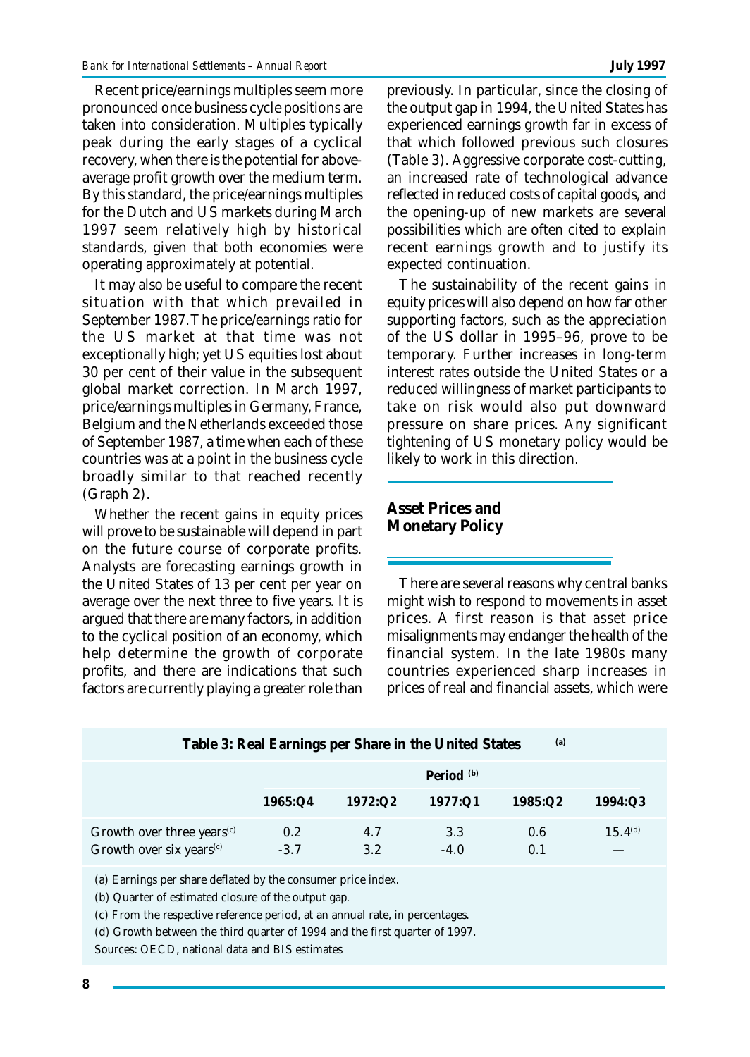Recent price/earnings multiples seem more pronounced once business cycle positions are taken into consideration. Multiples typically peak during the early stages of a cyclical recovery, when there is the potential for above-average profit growth over the medium term. By this standard, the price/earnings multiples for the Dutch and US markets during March 1997 seem relatively high by historical standards, given that both economies were operating approximately at potential.

It may also be useful to compare the recent situation with that which prevailed in September 1987. The price/earnings ratio for the US market at that time was not exceptionally high; yet US equities lost about 30 per cent of their value in the subsequent global market correction. In March 1997, price/earnings multiples in Germany, France, Belgium and the Netherlands exceeded those of September 1987, a time when each of these countries was at a point in the business cycle broadly similar to that reached recently (Graph 2).

Whether the recent gains in equity prices will prove to be sustainable will depend in part on the future course of corporate profits. Analysts are forecasting earnings growth in the United States of 13 per cent per year on average over the next three to five years. It is argued that there are many factors, in addition to the cyclical position of an economy, which help determine the growth of corporate profits, and there are indications that such factors are currently playing a greater role than previously. In particular, since the closing of the output gap in 1994, the United States has experienced earnings growth far in excess of that which followed previous such closures (Table 3). Aggressive corporate cost-cutting, an increased rate of technological advance reflected in reduced costs of capital goods, and the opening-up of new markets are several possibilities which are often cited to explain recent earnings growth and to justify its expected continuation.

The sustainability of the recent gains in equity prices will also depend on how far other supporting factors, such as the appreciation of the US dollar in 1995–96, prove to be temporary. Further increases in long-term interest rates outside the United States or a reduced willingness of market participants to take on risk would also put downward pressure on share prices. Any significant tightening of US monetary policy would be likely to work in this direction.

## Asset Prices and Monetary Policy

There are several reasons why central banks might wish to respond to movements in asset prices. A first reason is that asset price misalignments may endanger the health of the financial system. In the late 1980s many countries experienced sharp increases in prices of real and financial assets, which were

**Table 3: Real Earnings per Share in the United States** [(a)]

| | Period [(b)] | | | | |
|---|---|---|---|---|---|
| | **1965:Q4** | **1972:Q2** | **1977:Q1** | **1985:Q2** | **1994:Q3** |
| Growth over three years[(c)] | 0.2 | 4.7 | 3.3 | 0.6 | 15.4[(d)] |
| Growth over six years[(c)] | -3.7 | 3.2 | -4.0 | 0.1 | — |

(a) Earnings per share deflated by the consumer price index.

(b) Quarter of estimated closure of the output gap.

(c) From the respective reference period, at an annual rate, in percentages.

(d) Growth between the third quarter of 1994 and the first quarter of 1997.

Sources: OECD, national data and BIS estimates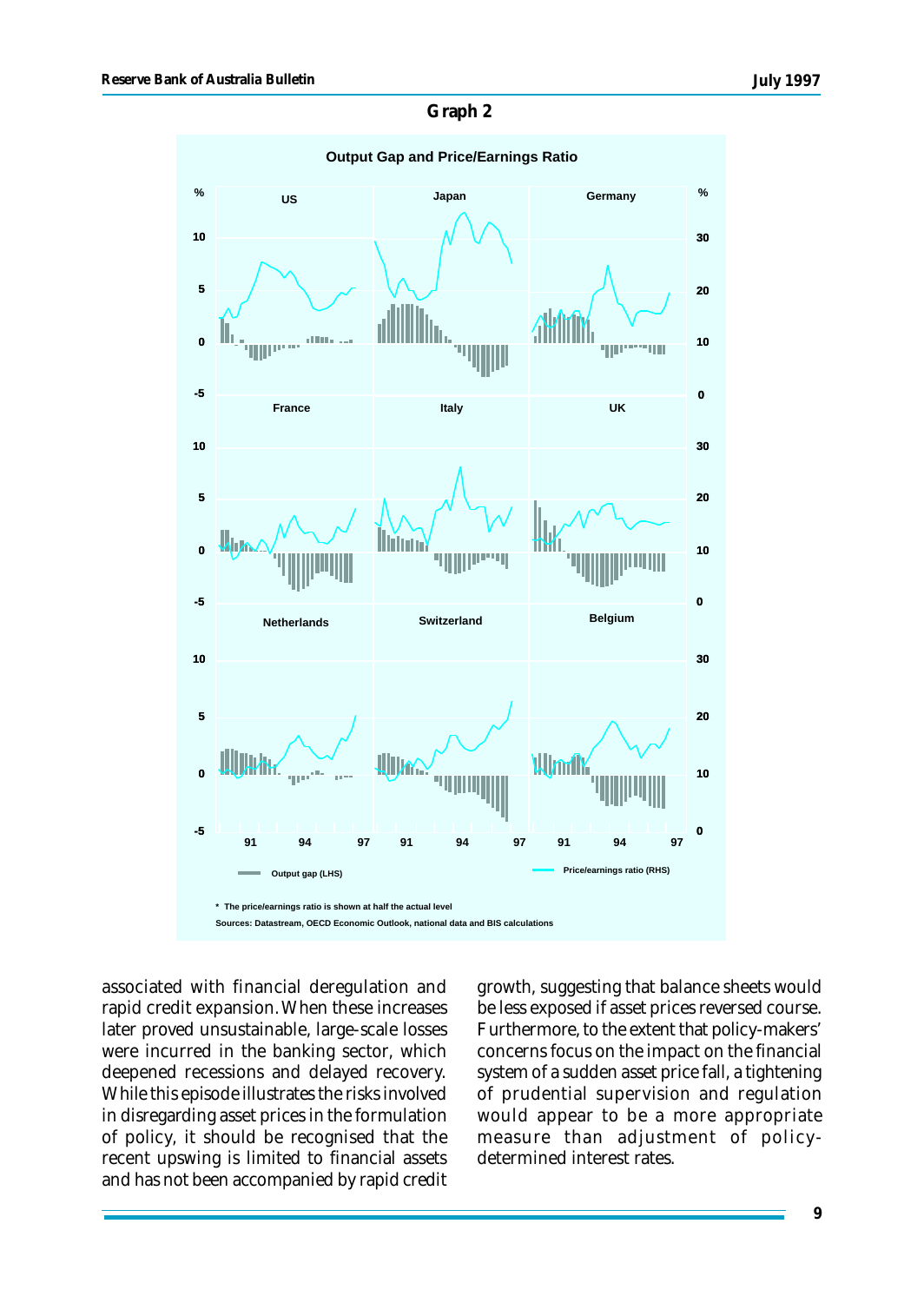## Graph 2

**Output Gap and Price/Earnings Ratio**

US, Japan, Germany, France, Italy, UK, Netherlands, Switzerland, Belgium

Output gap (LHS) — Price/earnings ratio (RHS)

\* The price/earnings ratio is shown at half the actual level

Sources: Datastream, OECD Economic Outlook, national data and BIS calculations

associated with financial deregulation and rapid credit expansion. When these increases later proved unsustainable, large-scale losses were incurred in the banking sector, which deepened recessions and delayed recovery. While this episode illustrates the risks involved in disregarding asset prices in the formulation of policy, it should be recognised that the recent upswing is limited to financial assets and has not been accompanied by rapid credit growth, suggesting that balance sheets would be less exposed if asset prices reversed course. Furthermore, to the extent that policy-makers' concerns focus on the impact on the financial system of a sudden asset price fall, a tightening of prudential supervision and regulation would appear to be a more appropriate measure than adjustment of policy-determined interest rates.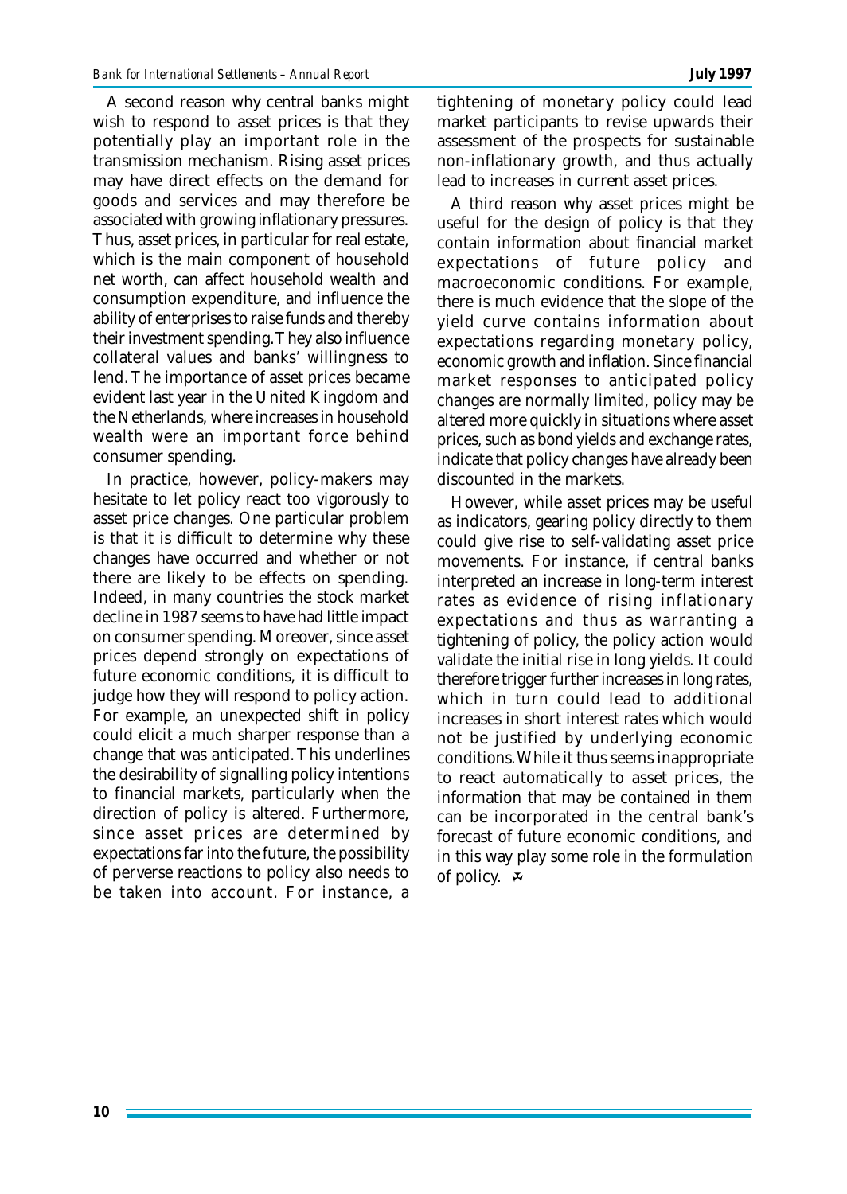A second reason why central banks might wish to respond to asset prices is that they potentially play an important role in the transmission mechanism. Rising asset prices may have direct effects on the demand for goods and services and may therefore be associated with growing inflationary pressures. Thus, asset prices, in particular for real estate, which is the main component of household net worth, can affect household wealth and consumption expenditure, and influence the ability of enterprises to raise funds and thereby their investment spending. They also influence collateral values and banks' willingness to lend. The importance of asset prices became evident last year in the United Kingdom and the Netherlands, where increases in household wealth were an important force behind consumer spending.

In practice, however, policy-makers may hesitate to let policy react too vigorously to asset price changes. One particular problem is that it is difficult to determine why these changes have occurred and whether or not there are likely to be effects on spending. Indeed, in many countries the stock market decline in 1987 seems to have had little impact on consumer spending. Moreover, since asset prices depend strongly on expectations of future economic conditions, it is difficult to judge how they will respond to policy action. For example, an unexpected shift in policy could elicit a much sharper response than a change that was anticipated. This underlines the desirability of signalling policy intentions to financial markets, particularly when the direction of policy is altered. Furthermore, since asset prices are determined by expectations far into the future, the possibility of perverse reactions to policy also needs to be taken into account. For instance, a tightening of monetary policy could lead market participants to revise upwards their assessment of the prospects for sustainable non-inflationary growth, and thus actually lead to increases in current asset prices.

A third reason why asset prices might be useful for the design of policy is that they contain information about financial market expectations of future policy and macroeconomic conditions. For example, there is much evidence that the slope of the yield curve contains information about expectations regarding monetary policy, economic growth and inflation. Since financial market responses to anticipated policy changes are normally limited, policy may be altered more quickly in situations where asset prices, such as bond yields and exchange rates, indicate that policy changes have already been discounted in the markets.

However, while asset prices may be useful as indicators, gearing policy directly to them could give rise to self-validating asset price movements. For instance, if central banks interpreted an increase in long-term interest rates as evidence of rising inflationary expectations and thus as warranting a tightening of policy, the policy action would validate the initial rise in long yields. It could therefore trigger further increases in long rates, which in turn could lead to additional increases in short interest rates which would not be justified by underlying economic conditions. While it thus seems inappropriate to react automatically to asset prices, the information that may be contained in them can be incorporated in the central bank's forecast of future economic conditions, and in this way play some role in the formulation of policy.